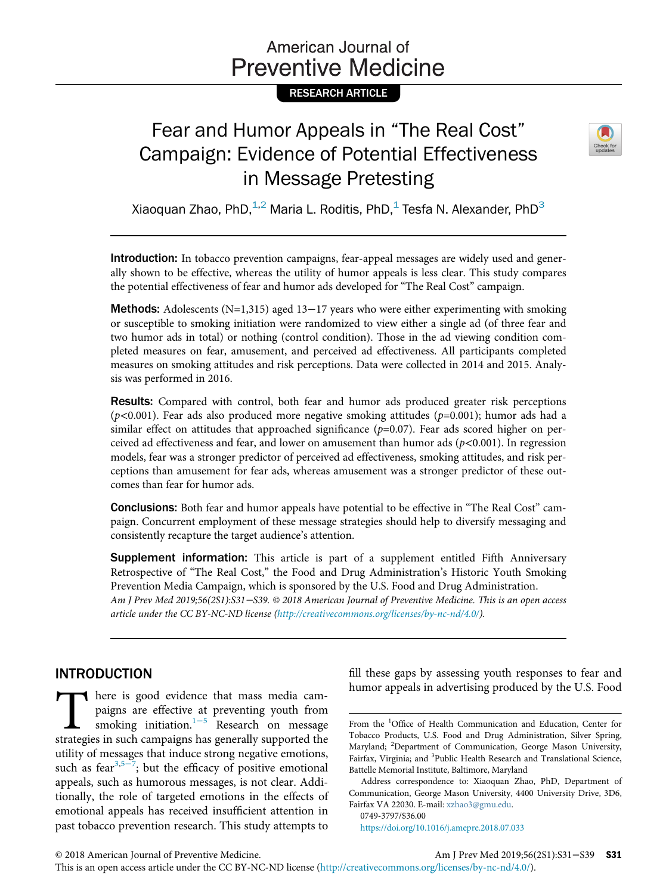American Journal of Preventive Medicine

RESEARCH ARTICLE

# Fear and Humor Appeals in "The Real Cost" Campaign: Evidence of Potential Effectiveness in Message Pretesting

Xiaoquan Zhao, PhD,[1,2] Maria L. Roditis, PhD,[1] Tesfa N. Alexander, PhD[3]

**Introduction:** In tobacco prevention campaigns, fear-appeal messages are widely used and generally shown to be effective, whereas the utility of humor appeals is less clear. This study compares the potential effectiveness of fear and humor ads developed for "The Real Cost" campaign.

**Methods:** Adolescents (N=1,315) aged 13−17 years who were either experimenting with smoking or susceptible to smoking initiation were randomized to view either a single ad (of three fear and two humor ads in total) or nothing (control condition). Those in the ad viewing condition completed measures on fear, amusement, and perceived ad effectiveness. All participants completed measures on smoking attitudes and risk perceptions. Data were collected in 2014 and 2015. Analysis was performed in 2016.

**Results:** Compared with control, both fear and humor ads produced greater risk perceptions ($p<0.001$). Fear ads also produced more negative smoking attitudes ($p=0.001$); humor ads had a similar effect on attitudes that approached significance ($p=0.07$). Fear ads scored higher on perceived ad effectiveness and fear, and lower on amusement than humor ads ($p<0.001$). In regression models, fear was a stronger predictor of perceived ad effectiveness, smoking attitudes, and risk perceptions than amusement for fear ads, whereas amusement was a stronger predictor of these outcomes than fear for humor ads.

**Conclusions:** Both fear and humor appeals have potential to be effective in "The Real Cost" campaign. Concurrent employment of these message strategies should help to diversify messaging and consistently recapture the target audience's attention.

**Supplement information:** This article is part of a supplement entitled Fifth Anniversary Retrospective of "The Real Cost," the Food and Drug Administration's Historic Youth Smoking Prevention Media Campaign, which is sponsored by the U.S. Food and Drug Administration.

*Am J Prev Med 2019;56(2S1):S31−S39. © 2018 American Journal of Preventive Medicine. This is an open access article under the CC BY-NC-ND license (http://creativecommons.org/licenses/by-nc-nd/4.0/).*

## INTRODUCTION

There is good evidence that mass media campaigns are effective at preventing youth from smoking initiation.[1−5] Research on message strategies in such campaigns has generally supported the utility of messages that induce strong negative emotions, such as fear[3,5−7]; but the efficacy of positive emotional appeals, such as humorous messages, is not clear. Additionally, the role of targeted emotions in the effects of emotional appeals has received insufficient attention in past tobacco prevention research. This study attempts to fill these gaps by assessing youth responses to fear and humor appeals in advertising produced by the U.S. Food

From the [1]Office of Health Communication and Education, Center for Tobacco Products, U.S. Food and Drug Administration, Silver Spring, Maryland; [2]Department of Communication, George Mason University, Fairfax, Virginia; and [3]Public Health Research and Translational Science, Battelle Memorial Institute, Baltimore, Maryland

Address correspondence to: Xiaoquan Zhao, PhD, Department of Communication, George Mason University, 4400 University Drive, 3D6, Fairfax VA 22030. E-mail: xzhao3@gmu.edu.

0749-3797/$36.00

https://doi.org/10.1016/j.amepre.2018.07.033

© 2018 American Journal of Preventive Medicine.

This is an open access article under the CC BY-NC-ND license (http://creativecommons.org/licenses/by-nc-nd/4.0/).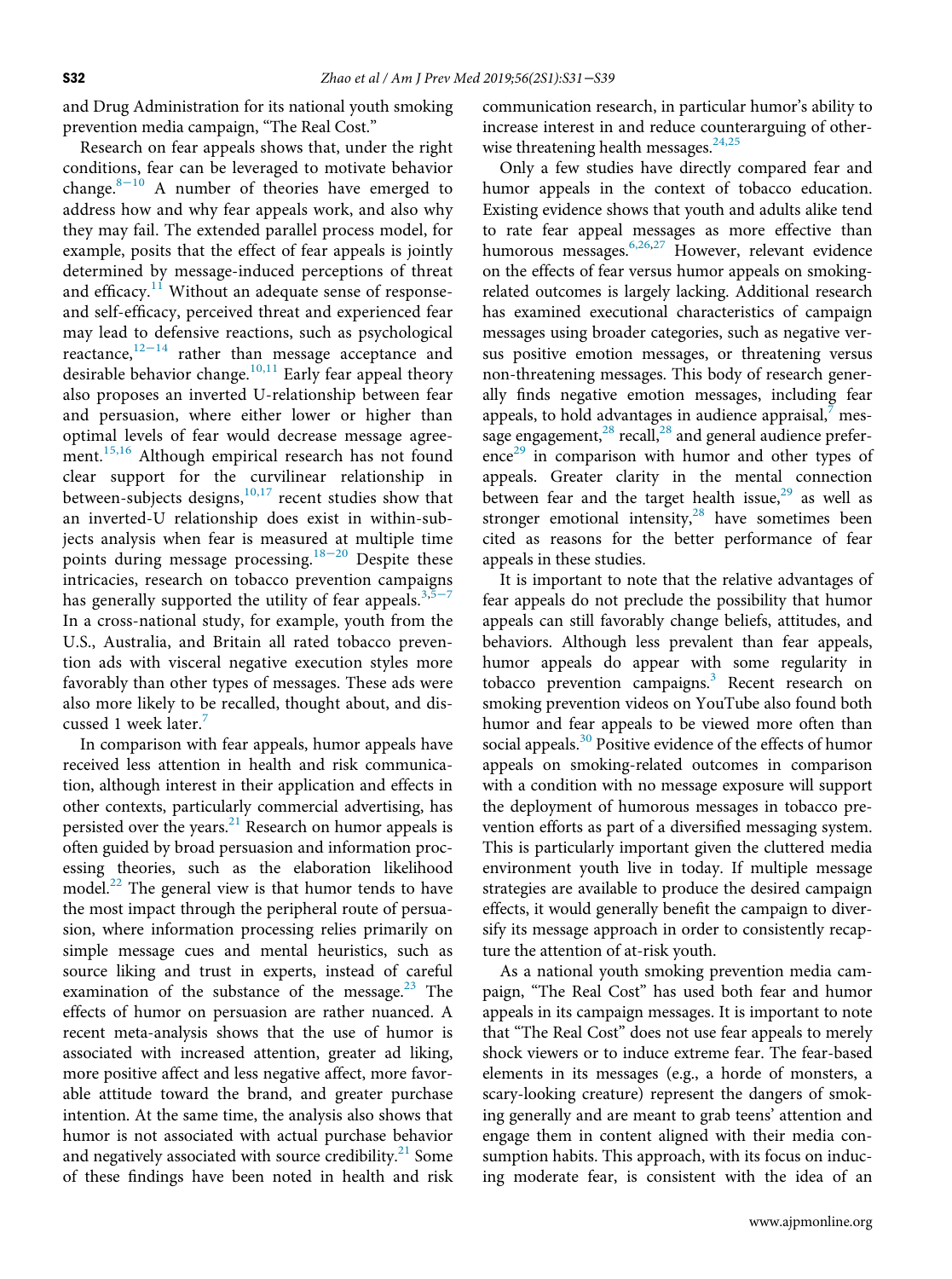and Drug Administration for its national youth smoking prevention media campaign, "The Real Cost."

Research on fear appeals shows that, under the right conditions, fear can be leveraged to motivate behavior change.[8–10] A number of theories have emerged to address how and why fear appeals work, and also why they may fail. The extended parallel process model, for example, posits that the effect of fear appeals is jointly determined by message-induced perceptions of threat and efficacy.[11] Without an adequate sense of response- and self-efficacy, perceived threat and experienced fear may lead to defensive reactions, such as psychological reactance,[12–14] rather than message acceptance and desirable behavior change.[10,11] Early fear appeal theory also proposes an inverted U-relationship between fear and persuasion, where either lower or higher than optimal levels of fear would decrease message agreement.[15,16] Although empirical research has not found clear support for the curvilinear relationship in between-subjects designs,[10,17] recent studies show that an inverted-U relationship does exist in within-subjects analysis when fear is measured at multiple time points during message processing.[18–20] Despite these intricacies, research on tobacco prevention campaigns has generally supported the utility of fear appeals.[3,5–7] In a cross-national study, for example, youth from the U.S., Australia, and Britain all rated tobacco prevention ads with visceral negative execution styles more favorably than other types of messages. These ads were also more likely to be recalled, thought about, and discussed 1 week later.[7]

In comparison with fear appeals, humor appeals have received less attention in health and risk communication, although interest in their application and effects in other contexts, particularly commercial advertising, has persisted over the years.[21] Research on humor appeals is often guided by broad persuasion and information processing theories, such as the elaboration likelihood model.[22] The general view is that humor tends to have the most impact through the peripheral route of persuasion, where information processing relies primarily on simple message cues and mental heuristics, such as source liking and trust in experts, instead of careful examination of the substance of the message.[23] The effects of humor on persuasion are rather nuanced. A recent meta-analysis shows that the use of humor is associated with increased attention, greater ad liking, more positive affect and less negative affect, more favorable attitude toward the brand, and greater purchase intention. At the same time, the analysis also shows that humor is not associated with actual purchase behavior and negatively associated with source credibility.[21] Some of these findings have been noted in health and risk communication research, in particular humor's ability to increase interest in and reduce counterarguing of otherwise threatening health messages.[24,25]

Only a few studies have directly compared fear and humor appeals in the context of tobacco education. Existing evidence shows that youth and adults alike tend to rate fear appeal messages as more effective than humorous messages.[6,26,27] However, relevant evidence on the effects of fear versus humor appeals on smoking-related outcomes is largely lacking. Additional research has examined executional characteristics of campaign messages using broader categories, such as negative versus positive emotion messages, or threatening versus non-threatening messages. This body of research generally finds negative emotion messages, including fear appeals, to hold advantages in audience appraisal,[7] message engagement,[28] recall,[28] and general audience preference[29] in comparison with humor and other types of appeals. Greater clarity in the mental connection between fear and the target health issue,[29] as well as stronger emotional intensity,[28] have sometimes been cited as reasons for the better performance of fear appeals in these studies.

It is important to note that the relative advantages of fear appeals do not preclude the possibility that humor appeals can still favorably change beliefs, attitudes, and behaviors. Although less prevalent than fear appeals, humor appeals do appear with some regularity in tobacco prevention campaigns.[3] Recent research on smoking prevention videos on YouTube also found both humor and fear appeals to be viewed more often than social appeals.[30] Positive evidence of the effects of humor appeals on smoking-related outcomes in comparison with a condition with no message exposure will support the deployment of humorous messages in tobacco prevention efforts as part of a diversified messaging system. This is particularly important given the cluttered media environment youth live in today. If multiple message strategies are available to produce the desired campaign effects, it would generally benefit the campaign to diversify its message approach in order to consistently recapture the attention of at-risk youth.

As a national youth smoking prevention media campaign, "The Real Cost" has used both fear and humor appeals in its campaign messages. It is important to note that "The Real Cost" does not use fear appeals to merely shock viewers or to induce extreme fear. The fear-based elements in its messages (e.g., a horde of monsters, a scary-looking creature) represent the dangers of smoking generally and are meant to grab teens' attention and engage them in content aligned with their media consumption habits. This approach, with its focus on inducing moderate fear, is consistent with the idea of an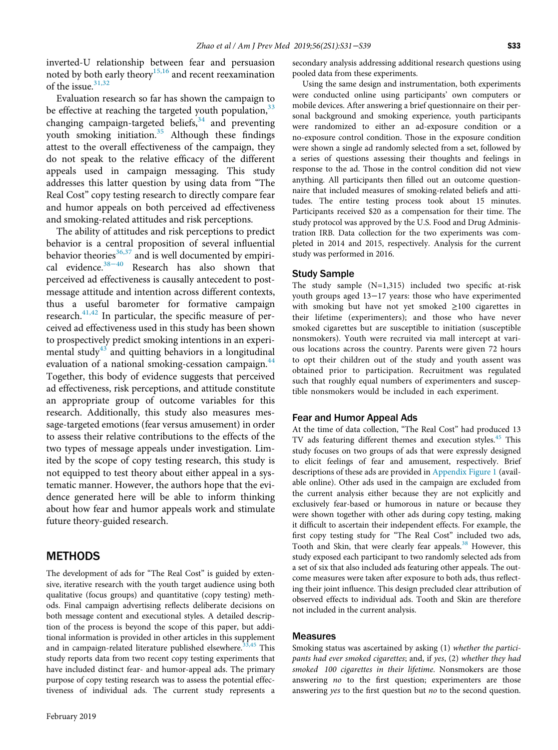inverted-U relationship between fear and persuasion noted by both early theory[15,16] and recent reexamination of the issue.[31,32]

Evaluation research so far has shown the campaign to be effective at reaching the targeted youth population,[33] changing campaign-targeted beliefs,[34] and preventing youth smoking initiation.[35] Although these findings attest to the overall effectiveness of the campaign, they do not speak to the relative efficacy of the different appeals used in campaign messaging. This study addresses this latter question by using data from "The Real Cost" copy testing research to directly compare fear and humor appeals on both perceived ad effectiveness and smoking-related attitudes and risk perceptions.

The ability of attitudes and risk perceptions to predict behavior is a central proposition of several influential behavior theories[36,37] and is well documented by empirical evidence.[38–40] Research has also shown that perceived ad effectiveness is causally antecedent to post-message attitude and intention across different contexts, thus a useful barometer for formative campaign research.[41,42] In particular, the specific measure of perceived ad effectiveness used in this study has been shown to prospectively predict smoking intentions in an experimental study[43] and quitting behaviors in a longitudinal evaluation of a national smoking-cessation campaign.[44] Together, this body of evidence suggests that perceived ad effectiveness, risk perceptions, and attitude constitute an appropriate group of outcome variables for this research. Additionally, this study also measures message-targeted emotions (fear versus amusement) in order to assess their relative contributions to the effects of the two types of message appeals under investigation. Limited by the scope of copy testing research, this study is not equipped to test theory about either appeal in a systematic manner. However, the authors hope that the evidence generated here will be able to inform thinking about how fear and humor appeals work and stimulate future theory-guided research.

## METHODS

The development of ads for "The Real Cost" is guided by extensive, iterative research with the youth target audience using both qualitative (focus groups) and quantitative (copy testing) methods. Final campaign advertising reflects deliberate decisions on both message content and executional styles. A detailed description of the process is beyond the scope of this paper, but additional information is provided in other articles in this supplement and in campaign-related literature published elsewhere.[33,45] This study reports data from two recent copy testing experiments that have included distinct fear- and humor-appeal ads. The primary purpose of copy testing research was to assess the potential effectiveness of individual ads. The current study represents a secondary analysis addressing additional research questions using pooled data from these experiments.

Using the same design and instrumentation, both experiments were conducted online using participants' own computers or mobile devices. After answering a brief questionnaire on their personal background and smoking experience, youth participants were randomized to either an ad-exposure condition or a no-exposure control condition. Those in the exposure condition were shown a single ad randomly selected from a set, followed by a series of questions assessing their thoughts and feelings in response to the ad. Those in the control condition did not view anything. All participants then filled out an outcome questionnaire that included measures of smoking-related beliefs and attitudes. The entire testing process took about 15 minutes. Participants received $20 as a compensation for their time. The study protocol was approved by the U.S. Food and Drug Administration IRB. Data collection for the two experiments was completed in 2014 and 2015, respectively. Analysis for the current study was performed in 2016.

### Study Sample

The study sample (N=1,315) included two specific at-risk youth groups aged 13–17 years: those who have experimented with smoking but have not yet smoked ≥100 cigarettes in their lifetime (experimenters); and those who have never smoked cigarettes but are susceptible to initiation (susceptible nonsmokers). Youth were recruited via mall intercept at various locations across the country. Parents were given 72 hours to opt their children out of the study and youth assent was obtained prior to participation. Recruitment was regulated such that roughly equal numbers of experimenters and susceptible nonsmokers would be included in each experiment.

### Fear and Humor Appeal Ads

At the time of data collection, "The Real Cost" had produced 13 TV ads featuring different themes and execution styles.[45] This study focuses on two groups of ads that were expressly designed to elicit feelings of fear and amusement, respectively. Brief descriptions of these ads are provided in Appendix Figure 1 (available online). Other ads used in the campaign are excluded from the current analysis either because they are not explicitly and exclusively fear-based or humorous in nature or because they were shown together with other ads during copy testing, making it difficult to ascertain their independent effects. For example, the first copy testing study for "The Real Cost" included two ads, Tooth and Skin, that were clearly fear appeals.[38] However, this study exposed each participant to two randomly selected ads from a set of six that also included ads featuring other appeals. The outcome measures were taken after exposure to both ads, thus reflecting their joint influence. This design precluded clear attribution of observed effects to individual ads. Tooth and Skin are therefore not included in the current analysis.

### Measures

Smoking status was ascertained by asking (1) *whether the participants had ever smoked cigarettes*; and, if *yes*, (2) *whether they had smoked 100 cigarettes in their lifetime*. Nonsmokers are those answering *no* to the first question; experimenters are those answering *yes* to the first question but *no* to the second question.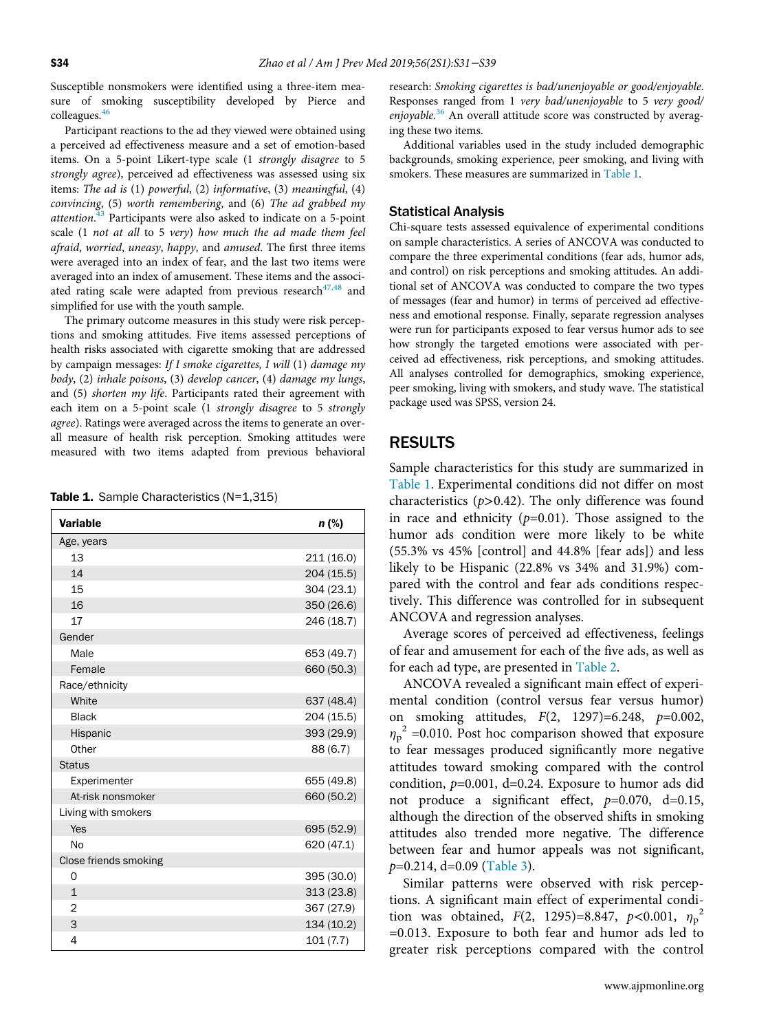Susceptible nonsmokers were identified using a three-item measure of smoking susceptibility developed by Pierce and colleagues.[46]

Participant reactions to the ad they viewed were obtained using a perceived ad effectiveness measure and a set of emotion-based items. On a 5-point Likert-type scale (1 *strongly disagree* to 5 *strongly agree*), perceived ad effectiveness was assessed using six items: *The ad is* (1) *powerful*, (2) *informative*, (3) *meaningful*, (4) *convincing*, (5) *worth remembering*, and (6) *The ad grabbed my attention*.[43] Participants were also asked to indicate on a 5-point scale (1 *not at all* to 5 *very*) *how much the ad made them feel afraid*, *worried*, *uneasy*, *happy*, and *amused*. The first three items were averaged into an index of fear, and the last two items were averaged into an index of amusement. These items and the associated rating scale were adapted from previous research[47,48] and simplified for use with the youth sample.

The primary outcome measures in this study were risk perceptions and smoking attitudes. Five items assessed perceptions of health risks associated with cigarette smoking that are addressed by campaign messages: *If I smoke cigarettes, I will* (1) *damage my body*, (2) *inhale poisons*, (3) *develop cancer*, (4) *damage my lungs*, and (5) *shorten my life*. Participants rated their agreement with each item on a 5-point scale (1 *strongly disagree* to 5 *strongly agree*). Ratings were averaged across the items to generate an overall measure of health risk perception. Smoking attitudes were measured with two items adapted from previous behavioral research: *Smoking cigarettes is bad/unenjoyable or good/enjoyable*. Responses ranged from 1 *very bad/unenjoyable* to 5 *very good/enjoyable*.[36] An overall attitude score was constructed by averaging these two items.

Additional variables used in the study included demographic backgrounds, smoking experience, peer smoking, and living with smokers. These measures are summarized in Table 1.

**Table 1.** Sample Characteristics (N=1,315)

| Variable | *n* (%) |
|---|---|
| Age, years | |
| 13 | 211 (16.0) |
| 14 | 204 (15.5) |
| 15 | 304 (23.1) |
| 16 | 350 (26.6) |
| 17 | 246 (18.7) |
| Gender | |
| Male | 653 (49.7) |
| Female | 660 (50.3) |
| Race/ethnicity | |
| White | 637 (48.4) |
| Black | 204 (15.5) |
| Hispanic | 393 (29.9) |
| Other | 88 (6.7) |
| Status | |
| Experimenter | 655 (49.8) |
| At-risk nonsmoker | 660 (50.2) |
| Living with smokers | |
| Yes | 695 (52.9) |
| No | 620 (47.1) |
| Close friends smoking | |
| 0 | 395 (30.0) |
| 1 | 313 (23.8) |
| 2 | 367 (27.9) |
| 3 | 134 (10.2) |
| 4 | 101 (7.7) |

## Statistical Analysis

Chi-square tests assessed equivalence of experimental conditions on sample characteristics. A series of ANCOVA was conducted to compare the three experimental conditions (fear ads, humor ads, and control) on risk perceptions and smoking attitudes. An additional set of ANCOVA was conducted to compare the two types of messages (fear and humor) in terms of perceived ad effectiveness and emotional response. Finally, separate regression analyses were run for participants exposed to fear versus humor ads to see how strongly the targeted emotions were associated with perceived ad effectiveness, risk perceptions, and smoking attitudes. All analyses controlled for demographics, smoking experience, peer smoking, living with smokers, and study wave. The statistical package used was SPSS, version 24.

# RESULTS

Sample characteristics for this study are summarized in Table 1. Experimental conditions did not differ on most characteristics ($p$>0.42). The only difference was found in race and ethnicity ($p$=0.01). Those assigned to the humor ads condition were more likely to be white (55.3% vs 45% [control] and 44.8% [fear ads]) and less likely to be Hispanic (22.8% vs 34% and 31.9%) compared with the control and fear ads conditions respectively. This difference was controlled for in subsequent ANCOVA and regression analyses.

Average scores of perceived ad effectiveness, feelings of fear and amusement for each of the five ads, as well as for each ad type, are presented in Table 2.

ANCOVA revealed a significant main effect of experimental condition (control versus fear versus humor) on smoking attitudes, $F(2,\ 1297)=6.248$, $p=0.002$, $\eta_p^2=0.010$. Post hoc comparison showed that exposure to fear messages produced significantly more negative attitudes toward smoking compared with the control condition, $p$=0.001, d=0.24. Exposure to humor ads did not produce a significant effect, $p$=0.070, d=0.15, although the direction of the observed shifts in smoking attitudes also trended more negative. The difference between fear and humor appeals was not significant, $p$=0.214, d=0.09 (Table 3).

Similar patterns were observed with risk perceptions. A significant main effect of experimental condition was obtained, $F(2,\ 1295)=8.847$, $p<0.001$, $\eta_p^2=0.013$. Exposure to both fear and humor ads led to greater risk perceptions compared with the control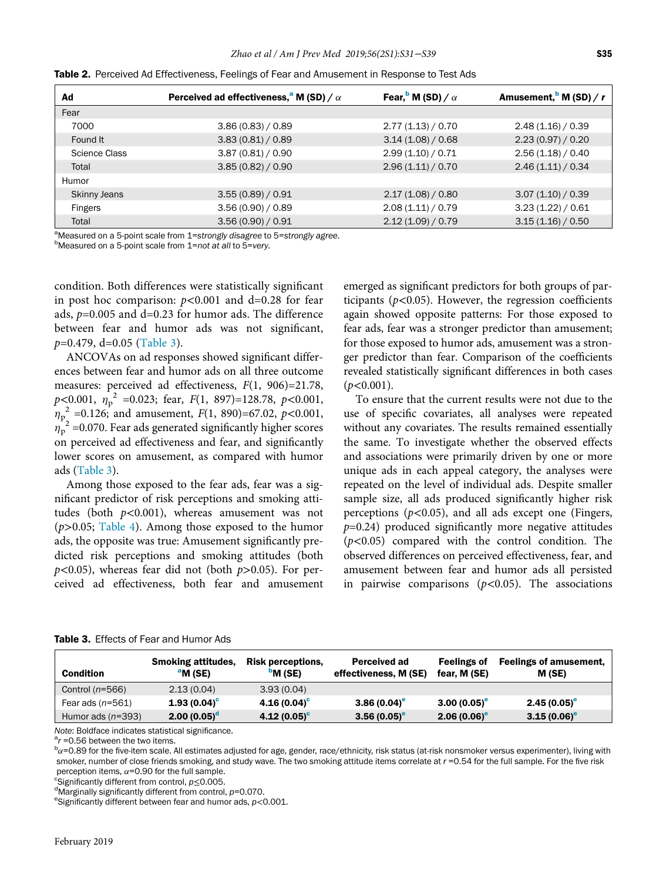**Table 2.** Perceived Ad Effectiveness, Feelings of Fear and Amusement in Response to Test Ads

| Ad | Perceived ad effectiveness,[a] M (SD) / $\alpha$ | Fear,[b] M (SD) / $\alpha$ | Amusement,[b] M (SD) / $r$ |
|---|---|---|---|
| Fear | | | |
| 7000 | 3.86 (0.83) / 0.89 | 2.77 (1.13) / 0.70 | 2.48 (1.16) / 0.39 |
| Found It | 3.83 (0.81) / 0.89 | 3.14 (1.08) / 0.68 | 2.23 (0.97) / 0.20 |
| Science Class | 3.87 (0.81) / 0.90 | 2.99 (1.10) / 0.71 | 2.56 (1.18) / 0.40 |
| Total | 3.85 (0.82) / 0.90 | 2.96 (1.11) / 0.70 | 2.46 (1.11) / 0.34 |
| Humor | | | |
| Skinny Jeans | 3.55 (0.89) / 0.91 | 2.17 (1.08) / 0.80 | 3.07 (1.10) / 0.39 |
| Fingers | 3.56 (0.90) / 0.89 | 2.08 (1.11) / 0.79 | 3.23 (1.22) / 0.61 |
| Total | 3.56 (0.90) / 0.91 | 2.12 (1.09) / 0.79 | 3.15 (1.16) / 0.50 |

[a]Measured on a 5-point scale from 1=*strongly disagree* to 5=*strongly agree*.
[b]Measured on a 5-point scale from 1=*not at all* to 5=*very*.

condition. Both differences were statistically significant in post hoc comparison: $p<0.001$ and d=0.28 for fear ads, $p=0.005$ and d=0.23 for humor ads. The difference between fear and humor ads was not significant, $p=0.479$, d=0.05 (Table 3).

ANCOVAs on ad responses showed significant differences between fear and humor ads on all three outcome measures: perceived ad effectiveness, $F(1, 906)=21.78$, $p<0.001$, $\eta_p^2=0.023$; fear, $F(1, 897)=128.78$, $p<0.001$, $\eta_p^2=0.126$; and amusement, $F(1, 890)=67.02$, $p<0.001$, $\eta_p^2=0.070$. Fear ads generated significantly higher scores on perceived ad effectiveness and fear, and significantly lower scores on amusement, as compared with humor ads (Table 3).

Among those exposed to the fear ads, fear was a significant predictor of risk perceptions and smoking attitudes (both $p<0.001$), whereas amusement was not ($p>0.05$; Table 4). Among those exposed to the humor ads, the opposite was true: Amusement significantly predicted risk perceptions and smoking attitudes (both $p<0.05$), whereas fear did not (both $p>0.05$). For perceived ad effectiveness, both fear and amusement emerged as significant predictors for both groups of participants ($p<0.05$). However, the regression coefficients again showed opposite patterns: For those exposed to fear ads, fear was a stronger predictor than amusement; for those exposed to humor ads, amusement was a stronger predictor than fear. Comparison of the coefficients revealed statistically significant differences in both cases ($p<0.001$).

To ensure that the current results were not due to the use of specific covariates, all analyses were repeated without any covariates. The results remained essentially the same. To investigate whether the observed effects and associations were primarily driven by one or more unique ads in each appeal category, the analyses were repeated on the level of individual ads. Despite smaller sample size, all ads produced significantly higher risk perceptions ($p<0.05$), and all ads except one (Fingers, $p=0.24$) produced significantly more negative attitudes ($p<0.05$) compared with the control condition. The observed differences on perceived effectiveness, fear, and amusement between fear and humor ads all persisted in pairwise comparisons ($p<0.05$). The associations

**Table 3.** Effects of Fear and Humor Ads

| Condition | Smoking attitudes, [a]M (SE) | Risk perceptions, [b]M (SE) | Perceived ad effectiveness, M (SE) | Feelings of fear, M (SE) | Feelings of amusement, M (SE) |
|---|---|---|---|---|---|
| Control ($n$=566) | 2.13 (0.04) | 3.93 (0.04) | | | |
| Fear ads ($n$=561) | **1.93 (0.04)**[c] | **4.16 (0.04)**[c] | **3.86 (0.04)**[e] | **3.00 (0.05)**[e] | **2.45 (0.05)**[e] |
| Humor ads ($n$=393) | **2.00 (0.05)**[d] | **4.12 (0.05)**[c] | **3.56 (0.05)**[e] | **2.06 (0.06)**[e] | **3.15 (0.06)**[e] |

*Note*: Boldface indicates statistical significance.
[a]$r$ =0.56 between the two items.
[b]$\alpha$=0.89 for the five-item scale. All estimates adjusted for age, gender, race/ethnicity, risk status (at-risk nonsmoker versus experimenter), living with smoker, number of close friends smoking, and study wave. The two smoking attitude items correlate at $r$ =0.54 for the full sample. For the five risk perception items, $\alpha$=0.90 for the full sample.
[c]Significantly different from control, $p\leq0.005$.
[d]Marginally significantly different from control, $p$=0.070.
[e]Significantly different between fear and humor ads, $p<0.001$.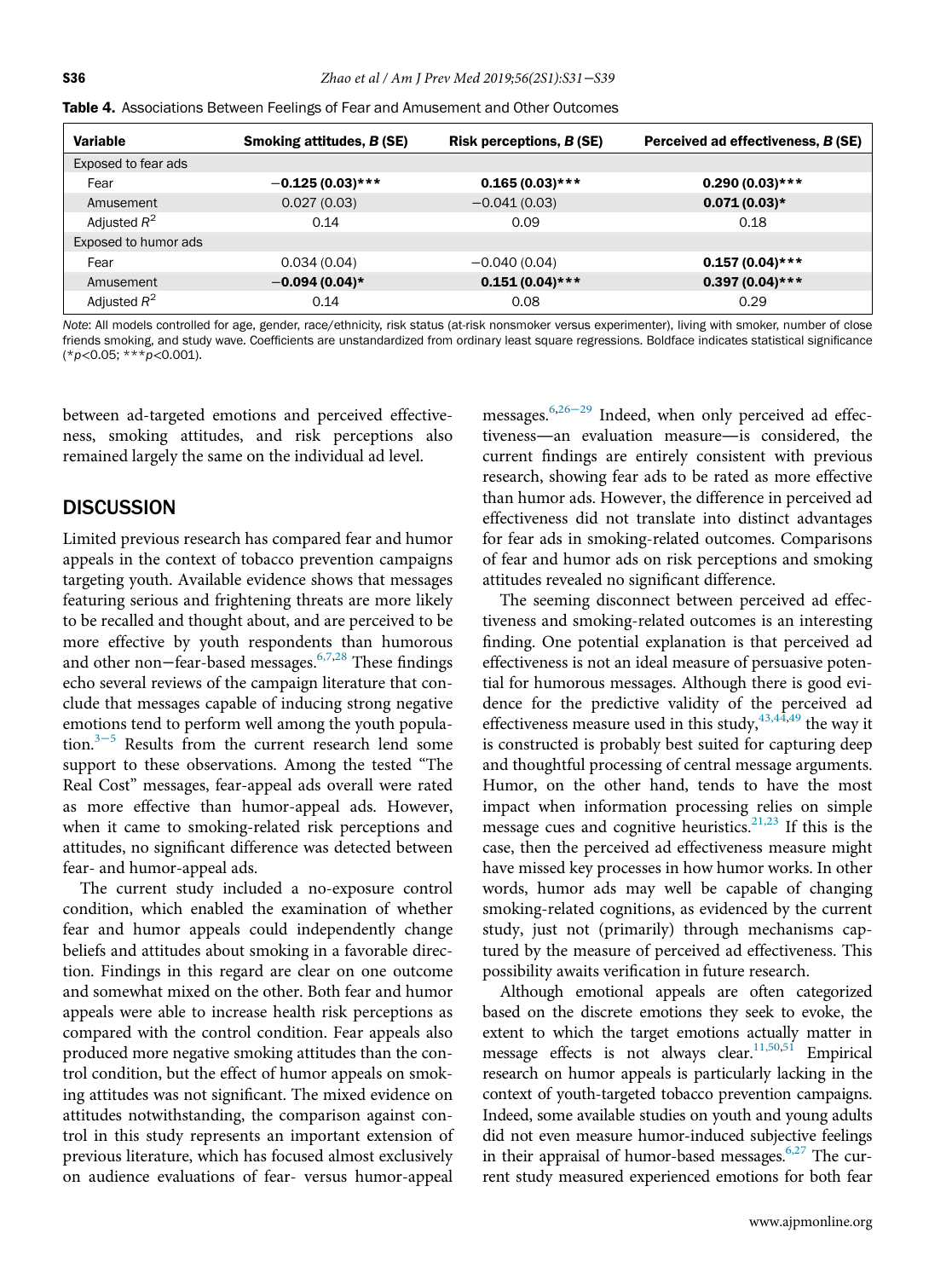**Table 4.** Associations Between Feelings of Fear and Amusement and Other Outcomes

| Variable | Smoking attitudes, *B* (SE) | Risk perceptions, *B* (SE) | Perceived ad effectiveness, *B* (SE) |
|---|---|---|---|
| Exposed to fear ads | | | |
| Fear | **−0.125 (0.03)*** ** | **0.165 (0.03)*** ** | **0.290 (0.03)*** ** |
| Amusement | 0.027 (0.03) | −0.041 (0.03) | **0.071 (0.03)*** |
| Adjusted $R^2$ | 0.14 | 0.09 | 0.18 |
| Exposed to humor ads | | | |
| Fear | 0.034 (0.04) | −0.040 (0.04) | **0.157 (0.04)*** ** |
| Amusement | **−0.094 (0.04)*** | **0.151 (0.04)*** ** | **0.397 (0.04)*** ** |
| Adjusted $R^2$ | 0.14 | 0.08 | 0.29 |

*Note*: All models controlled for age, gender, race/ethnicity, risk status (at-risk nonsmoker versus experimenter), living with smoker, number of close friends smoking, and study wave. Coefficients are unstandardized from ordinary least square regressions. Boldface indicates statistical significance (*$p<0.05$; ***$p<0.001$).

between ad-targeted emotions and perceived effectiveness, smoking attitudes, and risk perceptions also remained largely the same on the individual ad level.

## DISCUSSION

Limited previous research has compared fear and humor appeals in the context of tobacco prevention campaigns targeting youth. Available evidence shows that messages featuring serious and frightening threats are more likely to be recalled and thought about, and are perceived to be more effective by youth respondents than humorous and other non−fear-based messages.[6,7,28] These findings echo several reviews of the campaign literature that conclude that messages capable of inducing strong negative emotions tend to perform well among the youth population.[3−5] Results from the current research lend some support to these observations. Among the tested "The Real Cost" messages, fear-appeal ads overall were rated as more effective than humor-appeal ads. However, when it came to smoking-related risk perceptions and attitudes, no significant difference was detected between fear- and humor-appeal ads.

The current study included a no-exposure control condition, which enabled the examination of whether fear and humor appeals could independently change beliefs and attitudes about smoking in a favorable direction. Findings in this regard are clear on one outcome and somewhat mixed on the other. Both fear and humor appeals were able to increase health risk perceptions as compared with the control condition. Fear appeals also produced more negative smoking attitudes than the control condition, but the effect of humor appeals on smoking attitudes was not significant. The mixed evidence on attitudes notwithstanding, the comparison against control in this study represents an important extension of previous literature, which has focused almost exclusively on audience evaluations of fear- versus humor-appeal messages.[6,26−29] Indeed, when only perceived ad effectiveness—an evaluation measure—is considered, the current findings are entirely consistent with previous research, showing fear ads to be rated as more effective than humor ads. However, the difference in perceived ad effectiveness did not translate into distinct advantages for fear ads in smoking-related outcomes. Comparisons of fear and humor ads on risk perceptions and smoking attitudes revealed no significant difference.

The seeming disconnect between perceived ad effectiveness and smoking-related outcomes is an interesting finding. One potential explanation is that perceived ad effectiveness is not an ideal measure of persuasive potential for humorous messages. Although there is good evidence for the predictive validity of the perceived ad effectiveness measure used in this study,[43,44,49] the way it is constructed is probably best suited for capturing deep and thoughtful processing of central message arguments. Humor, on the other hand, tends to have the most impact when information processing relies on simple message cues and cognitive heuristics.[21,23] If this is the case, then the perceived ad effectiveness measure might have missed key processes in how humor works. In other words, humor ads may well be capable of changing smoking-related cognitions, as evidenced by the current study, just not (primarily) through mechanisms captured by the measure of perceived ad effectiveness. This possibility awaits verification in future research.

Although emotional appeals are often categorized based on the discrete emotions they seek to evoke, the extent to which the target emotions actually matter in message effects is not always clear.[11,50,51] Empirical research on humor appeals is particularly lacking in the context of youth-targeted tobacco prevention campaigns. Indeed, some available studies on youth and young adults did not even measure humor-induced subjective feelings in their appraisal of humor-based messages.[6,27] The current study measured experienced emotions for both fear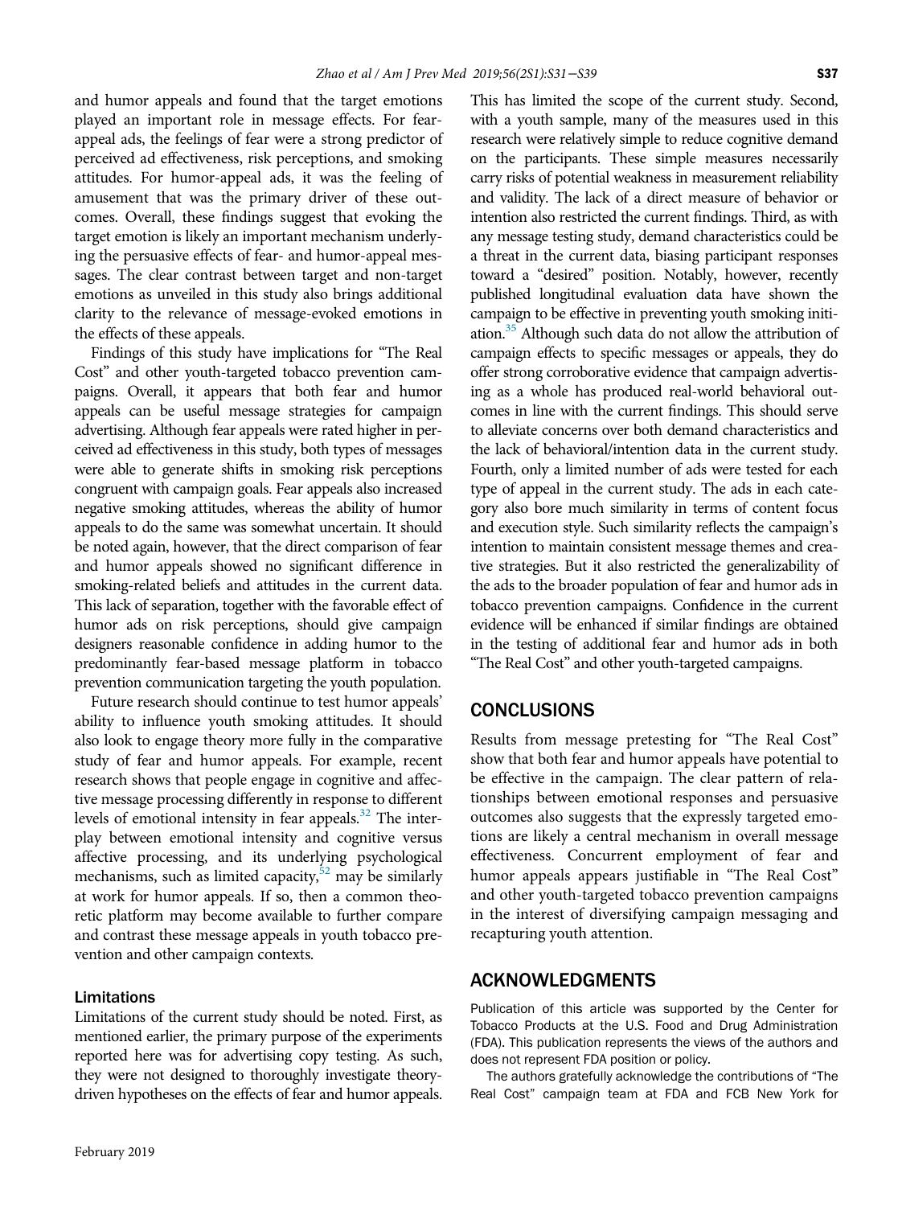and humor appeals and found that the target emotions played an important role in message effects. For fear-appeal ads, the feelings of fear were a strong predictor of perceived ad effectiveness, risk perceptions, and smoking attitudes. For humor-appeal ads, it was the feeling of amusement that was the primary driver of these outcomes. Overall, these findings suggest that evoking the target emotion is likely an important mechanism underlying the persuasive effects of fear- and humor-appeal messages. The clear contrast between target and non-target emotions as unveiled in this study also brings additional clarity to the relevance of message-evoked emotions in the effects of these appeals.

Findings of this study have implications for "The Real Cost" and other youth-targeted tobacco prevention campaigns. Overall, it appears that both fear and humor appeals can be useful message strategies for campaign advertising. Although fear appeals were rated higher in perceived ad effectiveness in this study, both types of messages were able to generate shifts in smoking risk perceptions congruent with campaign goals. Fear appeals also increased negative smoking attitudes, whereas the ability of humor appeals to do the same was somewhat uncertain. It should be noted again, however, that the direct comparison of fear and humor appeals showed no significant difference in smoking-related beliefs and attitudes in the current data. This lack of separation, together with the favorable effect of humor ads on risk perceptions, should give campaign designers reasonable confidence in adding humor to the predominantly fear-based message platform in tobacco prevention communication targeting the youth population.

Future research should continue to test humor appeals' ability to influence youth smoking attitudes. It should also look to engage theory more fully in the comparative study of fear and humor appeals. For example, recent research shows that people engage in cognitive and affective message processing differently in response to different levels of emotional intensity in fear appeals.[32] The interplay between emotional intensity and cognitive versus affective processing, and its underlying psychological mechanisms, such as limited capacity,[52] may be similarly at work for humor appeals. If so, then a common theoretic platform may become available to further compare and contrast these message appeals in youth tobacco prevention and other campaign contexts.

### Limitations

Limitations of the current study should be noted. First, as mentioned earlier, the primary purpose of the experiments reported here was for advertising copy testing. As such, they were not designed to thoroughly investigate theory-driven hypotheses on the effects of fear and humor appeals. This has limited the scope of the current study. Second, with a youth sample, many of the measures used in this research were relatively simple to reduce cognitive demand on the participants. These simple measures necessarily carry risks of potential weakness in measurement reliability and validity. The lack of a direct measure of behavior or intention also restricted the current findings. Third, as with any message testing study, demand characteristics could be a threat in the current data, biasing participant responses toward a "desired" position. Notably, however, recently published longitudinal evaluation data have shown the campaign to be effective in preventing youth smoking initiation.[35] Although such data do not allow the attribution of campaign effects to specific messages or appeals, they do offer strong corroborative evidence that campaign advertising as a whole has produced real-world behavioral outcomes in line with the current findings. This should serve to alleviate concerns over both demand characteristics and the lack of behavioral/intention data in the current study. Fourth, only a limited number of ads were tested for each type of appeal in the current study. The ads in each category also bore much similarity in terms of content focus and execution style. Such similarity reflects the campaign's intention to maintain consistent message themes and creative strategies. But it also restricted the generalizability of the ads to the broader population of fear and humor ads in tobacco prevention campaigns. Confidence in the current evidence will be enhanced if similar findings are obtained in the testing of additional fear and humor ads in both "The Real Cost" and other youth-targeted campaigns.

## CONCLUSIONS

Results from message pretesting for "The Real Cost" show that both fear and humor appeals have potential to be effective in the campaign. The clear pattern of relationships between emotional responses and persuasive outcomes also suggests that the expressly targeted emotions are likely a central mechanism in overall message effectiveness. Concurrent employment of fear and humor appeals appears justifiable in "The Real Cost" and other youth-targeted tobacco prevention campaigns in the interest of diversifying campaign messaging and recapturing youth attention.

## ACKNOWLEDGMENTS

Publication of this article was supported by the Center for Tobacco Products at the U.S. Food and Drug Administration (FDA). This publication represents the views of the authors and does not represent FDA position or policy.

The authors gratefully acknowledge the contributions of "The Real Cost" campaign team at FDA and FCB New York for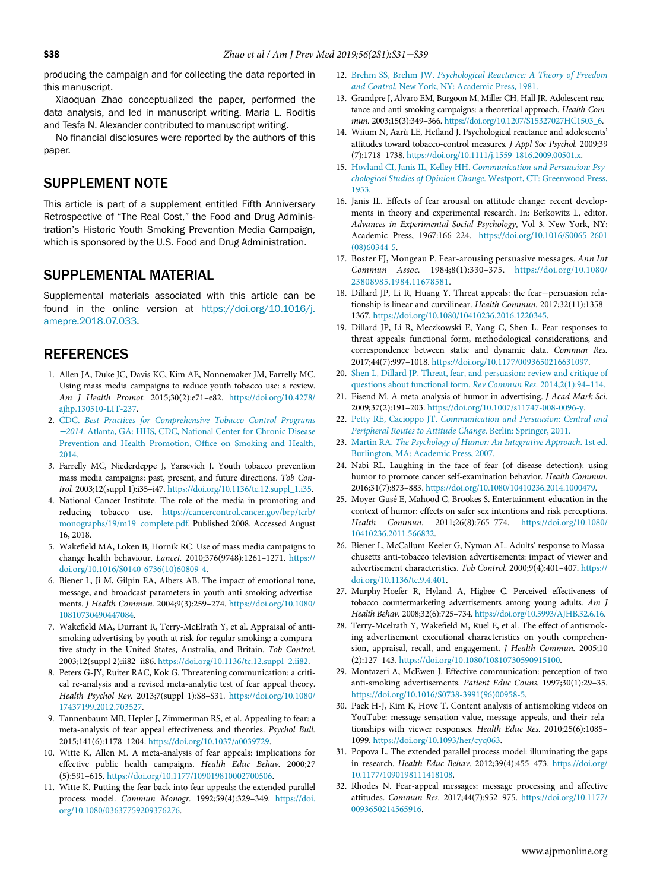producing the campaign and for collecting the data reported in this manuscript.

Xiaoquan Zhao conceptualized the paper, performed the data analysis, and led in manuscript writing. Maria L. Roditis and Tesfa N. Alexander contributed to manuscript writing.

No financial disclosures were reported by the authors of this paper.

## SUPPLEMENT NOTE

This article is part of a supplement entitled Fifth Anniversary Retrospective of "The Real Cost," the Food and Drug Administration's Historic Youth Smoking Prevention Media Campaign, which is sponsored by the U.S. Food and Drug Administration.

## SUPPLEMENTAL MATERIAL

Supplemental materials associated with this article can be found in the online version at https://doi.org/10.1016/j.amepre.2018.07.033.

## REFERENCES

1. Allen JA, Duke JC, Davis KC, Kim AE, Nonnemaker JM, Farrelly MC. Using mass media campaigns to reduce youth tobacco use: a review. *Am J Health Promot.* 2015;30(2):e71–e82. https://doi.org/10.4278/ajhp.130510-LIT-237.
2. CDC. *Best Practices for Comprehensive Tobacco Control Programs −2014.* Atlanta, GA: HHS, CDC, National Center for Chronic Disease Prevention and Health Promotion, Office on Smoking and Health, 2014.
3. Farrelly MC, Niederdeppe J, Yarsevich J. Youth tobacco prevention mass media campaigns: past, present, and future directions. *Tob Control.* 2003;12(suppl 1):i35–i47. https://doi.org/10.1136/tc.12.suppl_1.i35.
4. National Cancer Institute. The role of the media in promoting and reducing tobacco use. https://cancercontrol.cancer.gov/brp/tcrb/monographs/19/m19_complete.pdf. Published 2008. Accessed August 16, 2018.
5. Wakefield MA, Loken B, Hornik RC. Use of mass media campaigns to change health behaviour. *Lancet.* 2010;376(9748):1261–1271. https://doi.org/10.1016/S0140-6736(10)60809-4.
6. Biener L, Ji M, Gilpin EA, Albers AB. The impact of emotional tone, message, and broadcast parameters in youth anti-smoking advertisements. *J Health Commun.* 2004;9(3):259–274. https://doi.org/10.1080/10810730490447084.
7. Wakefield MA, Durrant R, Terry-McElrath Y, et al. Appraisal of anti-smoking advertising by youth at risk for regular smoking: a comparative study in the United States, Australia, and Britain. *Tob Control.* 2003;12(suppl 2):ii82–ii86. https://doi.org/10.1136/tc.12.suppl_2.ii82.
8. Peters G-JY, Ruiter RAC, Kok G. Threatening communication: a critical re-analysis and a revised meta-analytic test of fear appeal theory. *Health Psychol Rev.* 2013;7(suppl 1):S8–S31. https://doi.org/10.1080/17437199.2012.703527.
9. Tannenbaum MB, Hepler J, Zimmerman RS, et al. Appealing to fear: a meta-analysis of fear appeal effectiveness and theories. *Psychol Bull.* 2015;141(6):1178–1204. https://doi.org/10.1037/a0039729.
10. Witte K, Allen M. A meta-analysis of fear appeals: implications for effective public health campaigns. *Health Educ Behav.* 2000;27(5):591–615. https://doi.org/10.1177/109019810002700506.
11. Witte K. Putting the fear back into fear appeals: the extended parallel process model. *Commun Monogr.* 1992;59(4):329–349. https://doi.org/10.1080/03637759209376276.
12. Brehm SS, Brehm JW. *Psychological Reactance: A Theory of Freedom and Control.* New York, NY: Academic Press, 1981.
13. Grandpre J, Alvaro EM, Burgoon M, Miller CH, Hall JR. Adolescent reactance and anti-smoking campaigns: a theoretical approach. *Health Commun.* 2003;15(3):349–366. https://doi.org/10.1207/S15327027HC1503_6.
14. Wiium N, Aarù LE, Hetland J. Psychological reactance and adolescents' attitudes toward tobacco-control measures. *J Appl Soc Psychol.* 2009;39(7):1718–1738. https://doi.org/10.1111/j.1559-1816.2009.00501.x.
15. Hovland CI, Janis IL, Kelley HH. *Communication and Persuasion: Psychological Studies of Opinion Change.* Westport, CT: Greenwood Press, 1953.
16. Janis IL. Effects of fear arousal on attitude change: recent developments in theory and experimental research. In: Berkowitz L, editor. *Advances in Experimental Social Psychology*, Vol 3. New York, NY: Academic Press, 1967:166–224. https://doi.org/10.1016/S0065-2601(08)60344-5.
17. Boster FJ, Mongeau P. Fear-arousing persuasive messages. *Ann Int Commun Assoc.* 1984;8(1):330–375. https://doi.org/10.1080/23808985.1984.11678581.
18. Dillard JP, Li R, Huang Y. Threat appeals: the fear−persuasion relationship is linear and curvilinear. *Health Commun.* 2017;32(11):1358–1367. https://doi.org/10.1080/10410236.2016.1220345.
19. Dillard JP, Li R, Meczkowski E, Yang C, Shen L. Fear responses to threat appeals: functional form, methodological considerations, and correspondence between static and dynamic data. *Commun Res.* 2017;44(7):997–1018. https://doi.org/10.1177/0093650216631097.
20. Shen L, Dillard JP. Threat, fear, and persuasion: review and critique of questions about functional form. *Rev Commun Res.* 2014;2(1):94–114.
21. Eisend M. A meta-analysis of humor in advertising. *J Acad Mark Sci.* 2009;37(2):191–203. https://doi.org/10.1007/s11747-008-0096-y.
22. Petty RE, Cacioppo JT. *Communication and Persuasion: Central and Peripheral Routes to Attitude Change.* Berlin: Springer, 2011.
23. Martin RA. *The Psychology of Humor: An Integrative Approach.* 1st ed. Burlington, MA: Academic Press, 2007.
24. Nabi RL. Laughing in the face of fear (of disease detection): using humor to promote cancer self-examination behavior. *Health Commun.* 2016;31(7):873–883. https://doi.org/10.1080/10410236.2014.1000479.
25. Moyer-Gusé E, Mahood C, Brookes S. Entertainment-education in the context of humor: effects on safer sex intentions and risk perceptions. *Health Commun.* 2011;26(8):765–774. https://doi.org/10.1080/10410236.2011.566832.
26. Biener L, McCallum-Keeler G, Nyman AL. Adults' response to Massachusetts anti-tobacco television advertisements: impact of viewer and advertisement characteristics. *Tob Control.* 2000;9(4):401–407. https://doi.org/10.1136/tc.9.4.401.
27. Murphy-Hoefer R, Hyland A, Higbee C. Perceived effectiveness of tobacco countermarketing advertisements among young adults. *Am J Health Behav.* 2008;32(6):725–734. https://doi.org/10.5993/AJHB.32.6.16.
28. Terry-Mcelrath Y, Wakefield M, Ruel E, et al. The effect of antismoking advertisement executional characteristics on youth comprehension, appraisal, recall, and engagement. *J Health Commun.* 2005;10(2):127–143. https://doi.org/10.1080/10810730590915100.
29. Montazeri A, McEwen J. Effective communication: perception of two anti-smoking advertisements. *Patient Educ Couns.* 1997;30(1):29–35. https://doi.org/10.1016/S0738-3991(96)00958-5.
30. Paek H-J, Kim K, Hove T. Content analysis of antismoking videos on YouTube: message sensation value, message appeals, and their relationships with viewer responses. *Health Educ Res.* 2010;25(6):1085–1099. https://doi.org/10.1093/her/cyq063.
31. Popova L. The extended parallel process model: illuminating the gaps in research. *Health Educ Behav.* 2012;39(4):455–473. https://doi.org/10.1177/1090198111418108.
32. Rhodes N. Fear-appeal messages: message processing and affective attitudes. *Commun Res.* 2017;44(7):952–975. https://doi.org/10.1177/0093650214565916.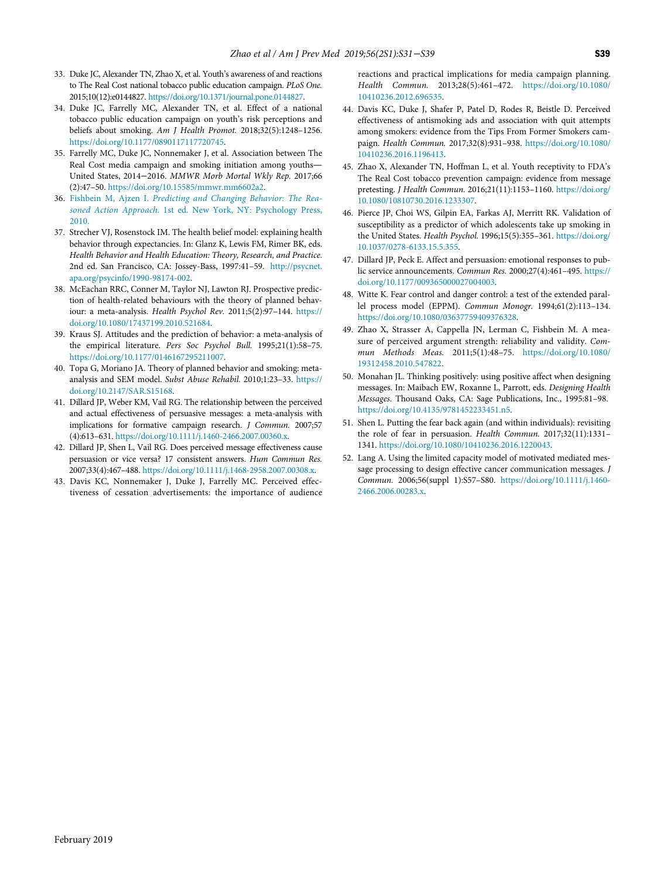33. Duke JC, Alexander TN, Zhao X, et al. Youth's awareness of and reactions to The Real Cost national tobacco public education campaign. *PLoS One.* 2015;10(12):e0144827. https://doi.org/10.1371/journal.pone.0144827.
34. Duke JC, Farrelly MC, Alexander TN, et al. Effect of a national tobacco public education campaign on youth's risk perceptions and beliefs about smoking. *Am J Health Promot.* 2018;32(5):1248–1256. https://doi.org/10.1177/0890117117720745.
35. Farrelly MC, Duke JC, Nonnemaker J, et al. Association between The Real Cost media campaign and smoking initiation among youths—United States, 2014−2016. *MMWR Morb Mortal Wkly Rep.* 2017;66 (2):47–50. https://doi.org/10.15585/mmwr.mm6602a2.
36. Fishbein M, Ajzen I. *Predicting and Changing Behavior: The Reasoned Action Approach.* 1st ed. New York, NY: Psychology Press, 2010.
37. Strecher VJ, Rosenstock IM. The health belief model: explaining health behavior through expectancies. In: Glanz K, Lewis FM, Rimer BK, eds. *Health Behavior and Health Education: Theory, Research, and Practice.* 2nd ed. San Francisco, CA: Jossey-Bass, 1997:41–59. http://psycnet.apa.org/psycinfo/1990-98174-002.
38. McEachan RRC, Conner M, Taylor NJ, Lawton RJ. Prospective prediction of health-related behaviours with the theory of planned behaviour: a meta-analysis. *Health Psychol Rev.* 2011;5(2):97–144. https://doi.org/10.1080/17437199.2010.521684.
39. Kraus SJ. Attitudes and the prediction of behavior: a meta-analysis of the empirical literature. *Pers Soc Psychol Bull.* 1995;21(1):58–75. https://doi.org/10.1177/0146167295211007.
40. Topa G, Moriano JA. Theory of planned behavior and smoking: meta-analysis and SEM model. *Subst Abuse Rehabil.* 2010;1:23–33. https://doi.org/10.2147/SAR.S15168.
41. Dillard JP, Weber KM, Vail RG. The relationship between the perceived and actual effectiveness of persuasive messages: a meta-analysis with implications for formative campaign research. *J Commun.* 2007;57 (4):613–631. https://doi.org/10.1111/j.1460-2466.2007.00360.x.
42. Dillard JP, Shen L, Vail RG. Does perceived message effectiveness cause persuasion or vice versa? 17 consistent answers. *Hum Commun Res.* 2007;33(4):467–488. https://doi.org/10.1111/j.1468-2958.2007.00308.x.
43. Davis KC, Nonnemaker J, Duke J, Farrelly MC. Perceived effectiveness of cessation advertisements: the importance of audience reactions and practical implications for media campaign planning. *Health Commun.* 2013;28(5):461–472. https://doi.org/10.1080/10410236.2012.696535.
44. Davis KC, Duke J, Shafer P, Patel D, Rodes R, Beistle D. Perceived effectiveness of antismoking ads and association with quit attempts among smokers: evidence from the Tips From Former Smokers campaign. *Health Commun.* 2017;32(8):931–938. https://doi.org/10.1080/10410236.2016.1196413.
45. Zhao X, Alexander TN, Hoffman L, et al. Youth receptivity to FDA's The Real Cost tobacco prevention campaign: evidence from message pretesting. *J Health Commun.* 2016;21(11):1153–1160. https://doi.org/10.1080/10810730.2016.1233307.
46. Pierce JP, Choi WS, Gilpin EA, Farkas AJ, Merritt RK. Validation of susceptibility as a predictor of which adolescents take up smoking in the United States. *Health Psychol.* 1996;15(5):355–361. https://doi.org/10.1037/0278-6133.15.5.355.
47. Dillard JP, Peck E. Affect and persuasion: emotional responses to public service announcements. *Commun Res.* 2000;27(4):461–495. https://doi.org/10.1177/009365000027004003.
48. Witte K. Fear control and danger control: a test of the extended parallel process model (EPPM). *Commun Monogr.* 1994;61(2):113–134. https://doi.org/10.1080/03637759409376328.
49. Zhao X, Strasser A, Cappella JN, Lerman C, Fishbein M. A measure of perceived argument strength: reliability and validity. *Commun Methods Meas.* 2011;5(1):48–75. https://doi.org/10.1080/19312458.2010.547822.
50. Monahan JL. Thinking positively: using positive affect when designing messages. In: Maibach EW, Roxanne L, Parrott, eds. *Designing Health Messages.* Thousand Oaks, CA: Sage Publications, Inc., 1995:81–98. https://doi.org/10.4135/9781452233451.n5.
51. Shen L. Putting the fear back again (and within individuals): revisiting the role of fear in persuasion. *Health Commun.* 2017;32(11):1331–1341. https://doi.org/10.1080/10410236.2016.1220043.
52. Lang A. Using the limited capacity model of motivated mediated message processing to design effective cancer communication messages. *J Commun.* 2006;56(suppl 1):S57–S80. https://doi.org/10.1111/j.1460-2466.2006.00283.x.